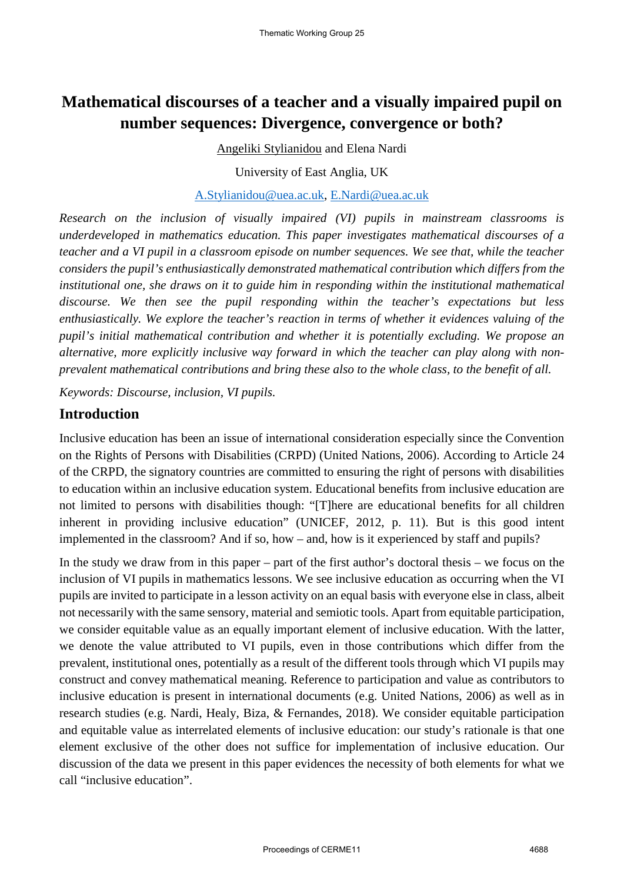# Mathematical discourses of a teacher and a visually impaired pupil on number sequences: Divergence, convergence or both?

Angeliki Stylianidou and Elena Nardi

University of East Anglia, UK

A.Stylianidou@uea.ac.uk, E.Nardi@uea.ac.uk

*Research on the inclusion of visually impaired (VI) pupils in mainstream classrooms is underdeveloped in mathematics education. This paper investigates mathematical discourses of a teacher and a VI pupil in a classroom episode on number sequences. We see that, while the teacher considers the pupil's enthusiastically demonstrated mathematical contribution which differs from the institutional one, she draws on it to guide him in responding within the institutional mathematical discourse. We then see the pupil responding within the teacher's expectations but less enthusiastically. We explore the teacher's reaction in terms of whether it evidences valuing of the pupil's initial mathematical contribution and whether it is potentially excluding. We propose an alternative, more explicitly inclusive way forward in which the teacher can play along with non-prevalent mathematical contributions and bring these also to the whole class, to the benefit of all.*

*Keywords: Discourse, inclusion, VI pupils.*

## Introduction

Inclusive education has been an issue of international consideration especially since the Convention on the Rights of Persons with Disabilities (CRPD) (United Nations, 2006). According to Article 24 of the CRPD, the signatory countries are committed to ensuring the right of persons with disabilities to education within an inclusive education system. Educational benefits from inclusive education are not limited to persons with disabilities though: "[T]here are educational benefits for all children inherent in providing inclusive education" (UNICEF, 2012, p. 11). But is this good intent implemented in the classroom? And if so, how – and, how is it experienced by staff and pupils?

In the study we draw from in this paper – part of the first author's doctoral thesis – we focus on the inclusion of VI pupils in mathematics lessons. We see inclusive education as occurring when the VI pupils are invited to participate in a lesson activity on an equal basis with everyone else in class, albeit not necessarily with the same sensory, material and semiotic tools. Apart from equitable participation, we consider equitable value as an equally important element of inclusive education. With the latter, we denote the value attributed to VI pupils, even in those contributions which differ from the prevalent, institutional ones, potentially as a result of the different tools through which VI pupils may construct and convey mathematical meaning. Reference to participation and value as contributors to inclusive education is present in international documents (e.g. United Nations, 2006) as well as in research studies (e.g. Nardi, Healy, Biza, & Fernandes, 2018). We consider equitable participation and equitable value as interrelated elements of inclusive education: our study's rationale is that one element exclusive of the other does not suffice for implementation of inclusive education. Our discussion of the data we present in this paper evidences the necessity of both elements for what we call "inclusive education".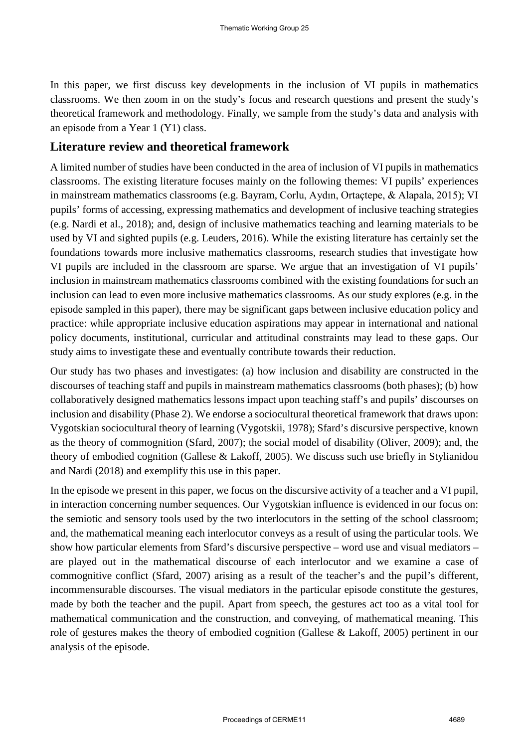In this paper, we first discuss key developments in the inclusion of VI pupils in mathematics classrooms. We then zoom in on the study's focus and research questions and present the study's theoretical framework and methodology. Finally, we sample from the study's data and analysis with an episode from a Year 1 (Y1) class.

## Literature review and theoretical framework

A limited number of studies have been conducted in the area of inclusion of VI pupils in mathematics classrooms. The existing literature focuses mainly on the following themes: VI pupils' experiences in mainstream mathematics classrooms (e.g. Bayram, Corlu, Aydın, Ortaçtepe, & Alapala, 2015); VI pupils' forms of accessing, expressing mathematics and development of inclusive teaching strategies (e.g. Nardi et al., 2018); and, design of inclusive mathematics teaching and learning materials to be used by VI and sighted pupils (e.g. Leuders, 2016). While the existing literature has certainly set the foundations towards more inclusive mathematics classrooms, research studies that investigate how VI pupils are included in the classroom are sparse. We argue that an investigation of VI pupils' inclusion in mainstream mathematics classrooms combined with the existing foundations for such an inclusion can lead to even more inclusive mathematics classrooms. As our study explores (e.g. in the episode sampled in this paper), there may be significant gaps between inclusive education policy and practice: while appropriate inclusive education aspirations may appear in international and national policy documents, institutional, curricular and attitudinal constraints may lead to these gaps. Our study aims to investigate these and eventually contribute towards their reduction.

Our study has two phases and investigates: (a) how inclusion and disability are constructed in the discourses of teaching staff and pupils in mainstream mathematics classrooms (both phases); (b) how collaboratively designed mathematics lessons impact upon teaching staff's and pupils' discourses on inclusion and disability (Phase 2). We endorse a sociocultural theoretical framework that draws upon: Vygotskian sociocultural theory of learning (Vygotskii, 1978); Sfard's discursive perspective, known as the theory of commognition (Sfard, 2007); the social model of disability (Oliver, 2009); and, the theory of embodied cognition (Gallese & Lakoff, 2005). We discuss such use briefly in Stylianidou and Nardi (2018) and exemplify this use in this paper.

In the episode we present in this paper, we focus on the discursive activity of a teacher and a VI pupil, in interaction concerning number sequences. Our Vygotskian influence is evidenced in our focus on: the semiotic and sensory tools used by the two interlocutors in the setting of the school classroom; and, the mathematical meaning each interlocutor conveys as a result of using the particular tools. We show how particular elements from Sfard's discursive perspective – word use and visual mediators – are played out in the mathematical discourse of each interlocutor and we examine a case of commognitive conflict (Sfard, 2007) arising as a result of the teacher's and the pupil's different, incommensurable discourses. The visual mediators in the particular episode constitute the gestures, made by both the teacher and the pupil. Apart from speech, the gestures act too as a vital tool for mathematical communication and the construction, and conveying, of mathematical meaning. This role of gestures makes the theory of embodied cognition (Gallese & Lakoff, 2005) pertinent in our analysis of the episode.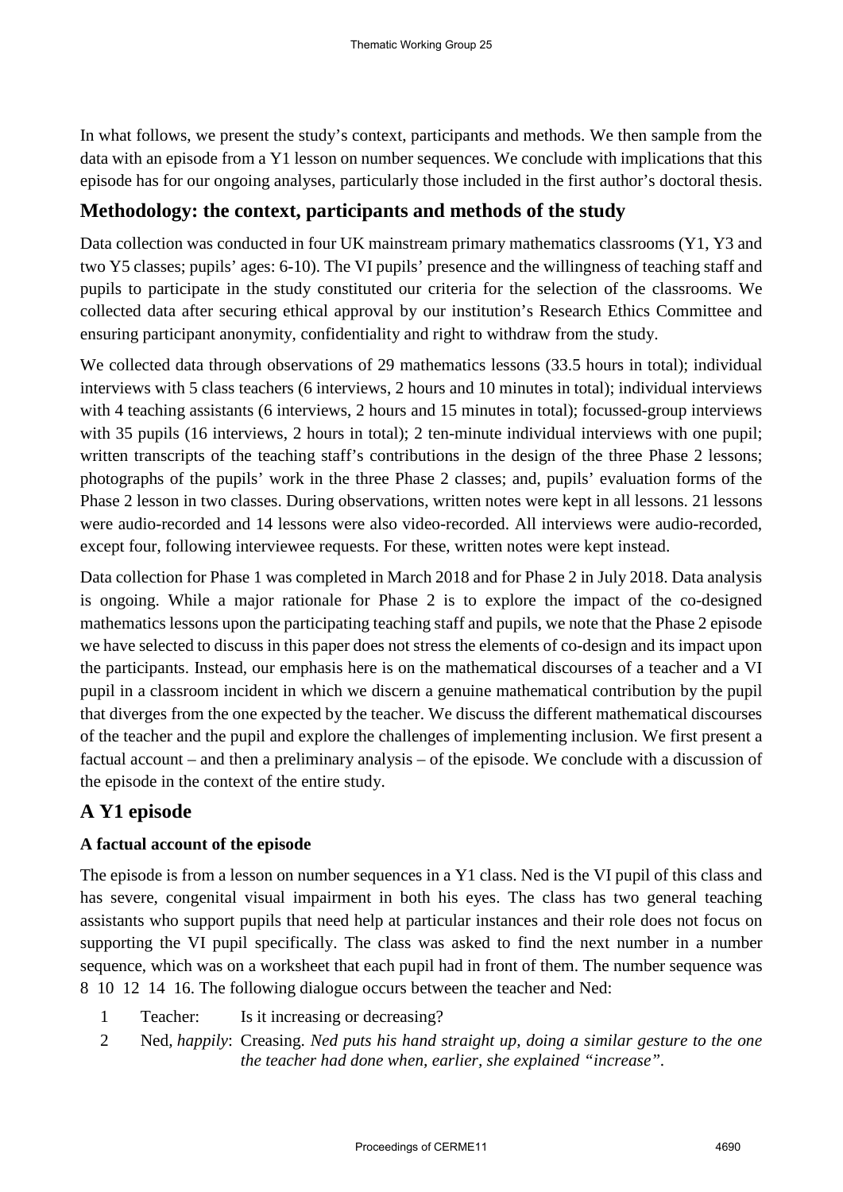In what follows, we present the study's context, participants and methods. We then sample from the data with an episode from a Y1 lesson on number sequences. We conclude with implications that this episode has for our ongoing analyses, particularly those included in the first author's doctoral thesis.

## Methodology: the context, participants and methods of the study

Data collection was conducted in four UK mainstream primary mathematics classrooms (Y1, Y3 and two Y5 classes; pupils' ages: 6-10). The VI pupils' presence and the willingness of teaching staff and pupils to participate in the study constituted our criteria for the selection of the classrooms. We collected data after securing ethical approval by our institution's Research Ethics Committee and ensuring participant anonymity, confidentiality and right to withdraw from the study.

We collected data through observations of 29 mathematics lessons (33.5 hours in total); individual interviews with 5 class teachers (6 interviews, 2 hours and 10 minutes in total); individual interviews with 4 teaching assistants (6 interviews, 2 hours and 15 minutes in total); focussed-group interviews with 35 pupils (16 interviews, 2 hours in total); 2 ten-minute individual interviews with one pupil; written transcripts of the teaching staff's contributions in the design of the three Phase 2 lessons; photographs of the pupils' work in the three Phase 2 classes; and, pupils' evaluation forms of the Phase 2 lesson in two classes. During observations, written notes were kept in all lessons. 21 lessons were audio-recorded and 14 lessons were also video-recorded. All interviews were audio-recorded, except four, following interviewee requests. For these, written notes were kept instead.

Data collection for Phase 1 was completed in March 2018 and for Phase 2 in July 2018. Data analysis is ongoing. While a major rationale for Phase 2 is to explore the impact of the co-designed mathematics lessons upon the participating teaching staff and pupils, we note that the Phase 2 episode we have selected to discuss in this paper does not stress the elements of co-design and its impact upon the participants. Instead, our emphasis here is on the mathematical discourses of a teacher and a VI pupil in a classroom incident in which we discern a genuine mathematical contribution by the pupil that diverges from the one expected by the teacher. We discuss the different mathematical discourses of the teacher and the pupil and explore the challenges of implementing inclusion. We first present a factual account – and then a preliminary analysis – of the episode. We conclude with a discussion of the episode in the context of the entire study.

## A Y1 episode

### A factual account of the episode

The episode is from a lesson on number sequences in a Y1 class. Ned is the VI pupil of this class and has severe, congenital visual impairment in both his eyes. The class has two general teaching assistants who support pupils that need help at particular instances and their role does not focus on supporting the VI pupil specifically. The class was asked to find the next number in a number sequence, which was on a worksheet that each pupil had in front of them. The number sequence was 8 10 12 14 16. The following dialogue occurs between the teacher and Ned:

1 Teacher: Is it increasing or decreasing?

2 Ned, *happily*: Creasing. *Ned puts his hand straight up, doing a similar gesture to the one the teacher had done when, earlier, she explained "increase".*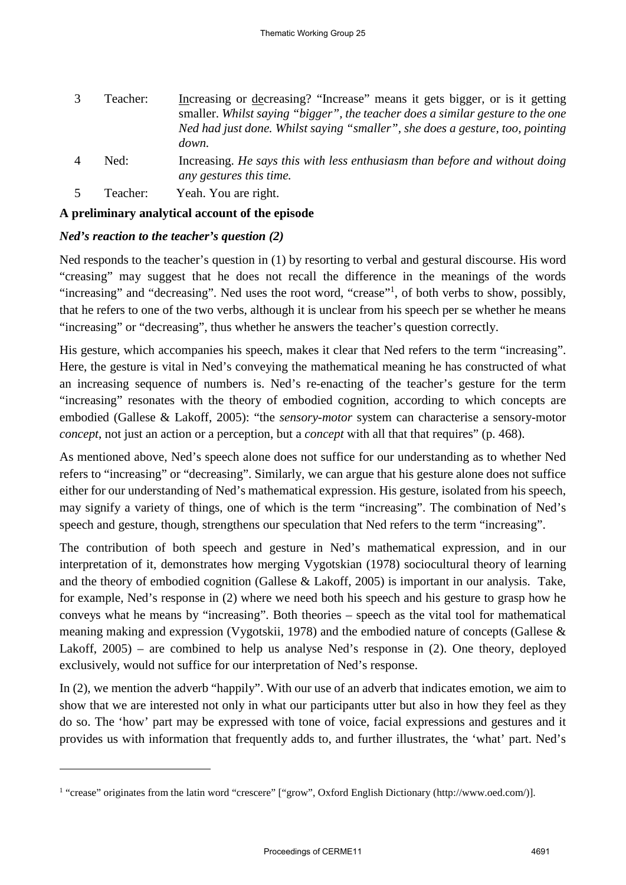| | | |
|---|---|---|
| 3 | Teacher: | <u>In</u>creasing or <u>de</u>creasing? "Increase" means it gets bigger, or is it getting smaller. *Whilst saying "bigger", the teacher does a similar gesture to the one Ned had just done. Whilst saying "smaller", she does a gesture, too, pointing down.* |
| 4 | Ned: | Increasing. *He says this with less enthusiasm than before and without doing any gestures this time.* |
| 5 | Teacher: | Yeah. You are right. |

**A preliminary analytical account of the episode**

***Ned's reaction to the teacher's question (2)***

Ned responds to the teacher's question in (1) by resorting to verbal and gestural discourse. His word "creasing" may suggest that he does not recall the difference in the meanings of the words "increasing" and "decreasing". Ned uses the root word, "crease"[1], of both verbs to show, possibly, that he refers to one of the two verbs, although it is unclear from his speech per se whether he means "increasing" or "decreasing", thus whether he answers the teacher's question correctly.

His gesture, which accompanies his speech, makes it clear that Ned refers to the term "increasing". Here, the gesture is vital in Ned's conveying the mathematical meaning he has constructed of what an increasing sequence of numbers is. Ned's re-enacting of the teacher's gesture for the term "increasing" resonates with the theory of embodied cognition, according to which concepts are embodied (Gallese & Lakoff, 2005): "the *sensory-motor* system can characterise a sensory-motor *concept*, not just an action or a perception, but a *concept* with all that that requires" (p. 468).

As mentioned above, Ned's speech alone does not suffice for our understanding as to whether Ned refers to "increasing" or "decreasing". Similarly, we can argue that his gesture alone does not suffice either for our understanding of Ned's mathematical expression. His gesture, isolated from his speech, may signify a variety of things, one of which is the term "increasing". The combination of Ned's speech and gesture, though, strengthens our speculation that Ned refers to the term "increasing".

The contribution of both speech and gesture in Ned's mathematical expression, and in our interpretation of it, demonstrates how merging Vygotskian (1978) sociocultural theory of learning and the theory of embodied cognition (Gallese & Lakoff, 2005) is important in our analysis. Take, for example, Ned's response in (2) where we need both his speech and his gesture to grasp how he conveys what he means by "increasing". Both theories – speech as the vital tool for mathematical meaning making and expression (Vygotskii, 1978) and the embodied nature of concepts (Gallese & Lakoff, 2005) – are combined to help us analyse Ned's response in (2). One theory, deployed exclusively, would not suffice for our interpretation of Ned's response.

In (2), we mention the adverb "happily". With our use of an adverb that indicates emotion, we aim to show that we are interested not only in what our participants utter but also in how they feel as they do so. The 'how' part may be expressed with tone of voice, facial expressions and gestures and it provides us with information that frequently adds to, and further illustrates, the 'what' part. Ned's

[1] "crease" originates from the latin word "crescere" ["grow", Oxford English Dictionary (http://www.oed.com/)].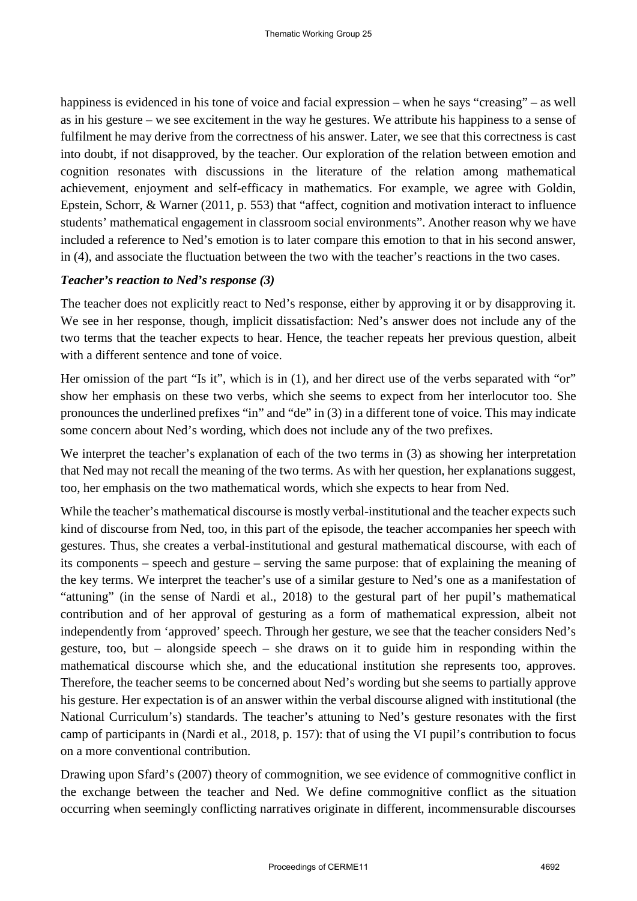happiness is evidenced in his tone of voice and facial expression – when he says "creasing" – as well as in his gesture – we see excitement in the way he gestures. We attribute his happiness to a sense of fulfilment he may derive from the correctness of his answer. Later, we see that this correctness is cast into doubt, if not disapproved, by the teacher. Our exploration of the relation between emotion and cognition resonates with discussions in the literature of the relation among mathematical achievement, enjoyment and self-efficacy in mathematics. For example, we agree with Goldin, Epstein, Schorr, & Warner (2011, p. 553) that "affect, cognition and motivation interact to influence students' mathematical engagement in classroom social environments". Another reason why we have included a reference to Ned's emotion is to later compare this emotion to that in his second answer, in (4), and associate the fluctuation between the two with the teacher's reactions in the two cases.

***Teacher's reaction to Ned's response (3)***

The teacher does not explicitly react to Ned's response, either by approving it or by disapproving it. We see in her response, though, implicit dissatisfaction: Ned's answer does not include any of the two terms that the teacher expects to hear. Hence, the teacher repeats her previous question, albeit with a different sentence and tone of voice.

Her omission of the part "Is it", which is in (1), and her direct use of the verbs separated with "or" show her emphasis on these two verbs, which she seems to expect from her interlocutor too. She pronounces the underlined prefixes "in" and "de" in (3) in a different tone of voice. This may indicate some concern about Ned's wording, which does not include any of the two prefixes.

We interpret the teacher's explanation of each of the two terms in (3) as showing her interpretation that Ned may not recall the meaning of the two terms. As with her question, her explanations suggest, too, her emphasis on the two mathematical words, which she expects to hear from Ned.

While the teacher's mathematical discourse is mostly verbal-institutional and the teacher expects such kind of discourse from Ned, too, in this part of the episode, the teacher accompanies her speech with gestures. Thus, she creates a verbal-institutional and gestural mathematical discourse, with each of its components – speech and gesture – serving the same purpose: that of explaining the meaning of the key terms. We interpret the teacher's use of a similar gesture to Ned's one as a manifestation of "attuning" (in the sense of Nardi et al., 2018) to the gestural part of her pupil's mathematical contribution and of her approval of gesturing as a form of mathematical expression, albeit not independently from 'approved' speech. Through her gesture, we see that the teacher considers Ned's gesture, too, but – alongside speech – she draws on it to guide him in responding within the mathematical discourse which she, and the educational institution she represents too, approves. Therefore, the teacher seems to be concerned about Ned's wording but she seems to partially approve his gesture. Her expectation is of an answer within the verbal discourse aligned with institutional (the National Curriculum's) standards. The teacher's attuning to Ned's gesture resonates with the first camp of participants in (Nardi et al., 2018, p. 157): that of using the VI pupil's contribution to focus on a more conventional contribution.

Drawing upon Sfard's (2007) theory of commognition, we see evidence of commognitive conflict in the exchange between the teacher and Ned. We define commognitive conflict as the situation occurring when seemingly conflicting narratives originate in different, incommensurable discourses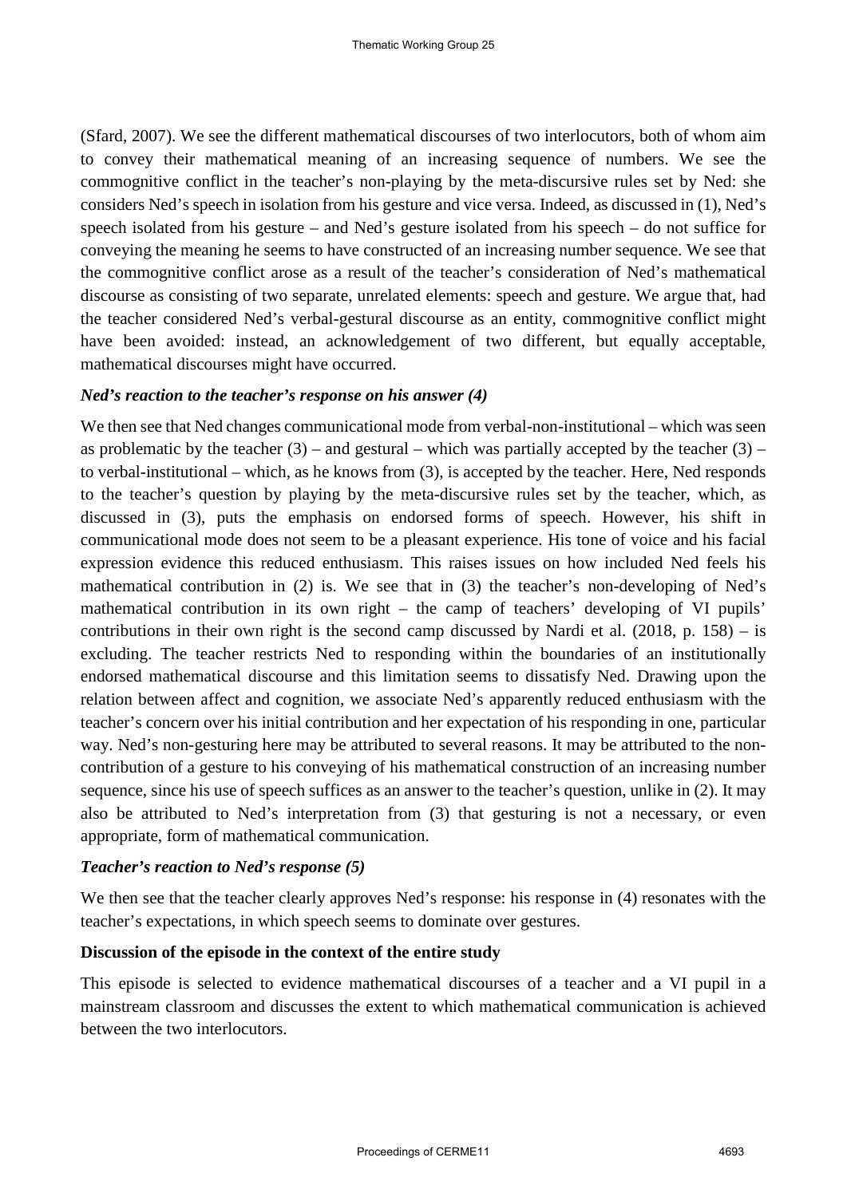(Sfard, 2007). We see the different mathematical discourses of two interlocutors, both of whom aim to convey their mathematical meaning of an increasing sequence of numbers. We see the commognitive conflict in the teacher's non-playing by the meta-discursive rules set by Ned: she considers Ned's speech in isolation from his gesture and vice versa. Indeed, as discussed in (1), Ned's speech isolated from his gesture – and Ned's gesture isolated from his speech – do not suffice for conveying the meaning he seems to have constructed of an increasing number sequence. We see that the commognitive conflict arose as a result of the teacher's consideration of Ned's mathematical discourse as consisting of two separate, unrelated elements: speech and gesture. We argue that, had the teacher considered Ned's verbal-gestural discourse as an entity, commognitive conflict might have been avoided: instead, an acknowledgement of two different, but equally acceptable, mathematical discourses might have occurred.

### *Ned's reaction to the teacher's response on his answer (4)*

We then see that Ned changes communicational mode from verbal-non-institutional – which was seen as problematic by the teacher (3) – and gestural – which was partially accepted by the teacher (3) – to verbal-institutional – which, as he knows from (3), is accepted by the teacher. Here, Ned responds to the teacher's question by playing by the meta-discursive rules set by the teacher, which, as discussed in (3), puts the emphasis on endorsed forms of speech. However, his shift in communicational mode does not seem to be a pleasant experience. His tone of voice and his facial expression evidence this reduced enthusiasm. This raises issues on how included Ned feels his mathematical contribution in (2) is. We see that in (3) the teacher's non-developing of Ned's mathematical contribution in its own right – the camp of teachers' developing of VI pupils' contributions in their own right is the second camp discussed by Nardi et al. (2018, p. 158) – is excluding. The teacher restricts Ned to responding within the boundaries of an institutionally endorsed mathematical discourse and this limitation seems to dissatisfy Ned. Drawing upon the relation between affect and cognition, we associate Ned's apparently reduced enthusiasm with the teacher's concern over his initial contribution and her expectation of his responding in one, particular way. Ned's non-gesturing here may be attributed to several reasons. It may be attributed to the non-contribution of a gesture to his conveying of his mathematical construction of an increasing number sequence, since his use of speech suffices as an answer to the teacher's question, unlike in (2). It may also be attributed to Ned's interpretation from (3) that gesturing is not a necessary, or even appropriate, form of mathematical communication.

### *Teacher's reaction to Ned's response (5)*

We then see that the teacher clearly approves Ned's response: his response in (4) resonates with the teacher's expectations, in which speech seems to dominate over gestures.

## Discussion of the episode in the context of the entire study

This episode is selected to evidence mathematical discourses of a teacher and a VI pupil in a mainstream classroom and discusses the extent to which mathematical communication is achieved between the two interlocutors.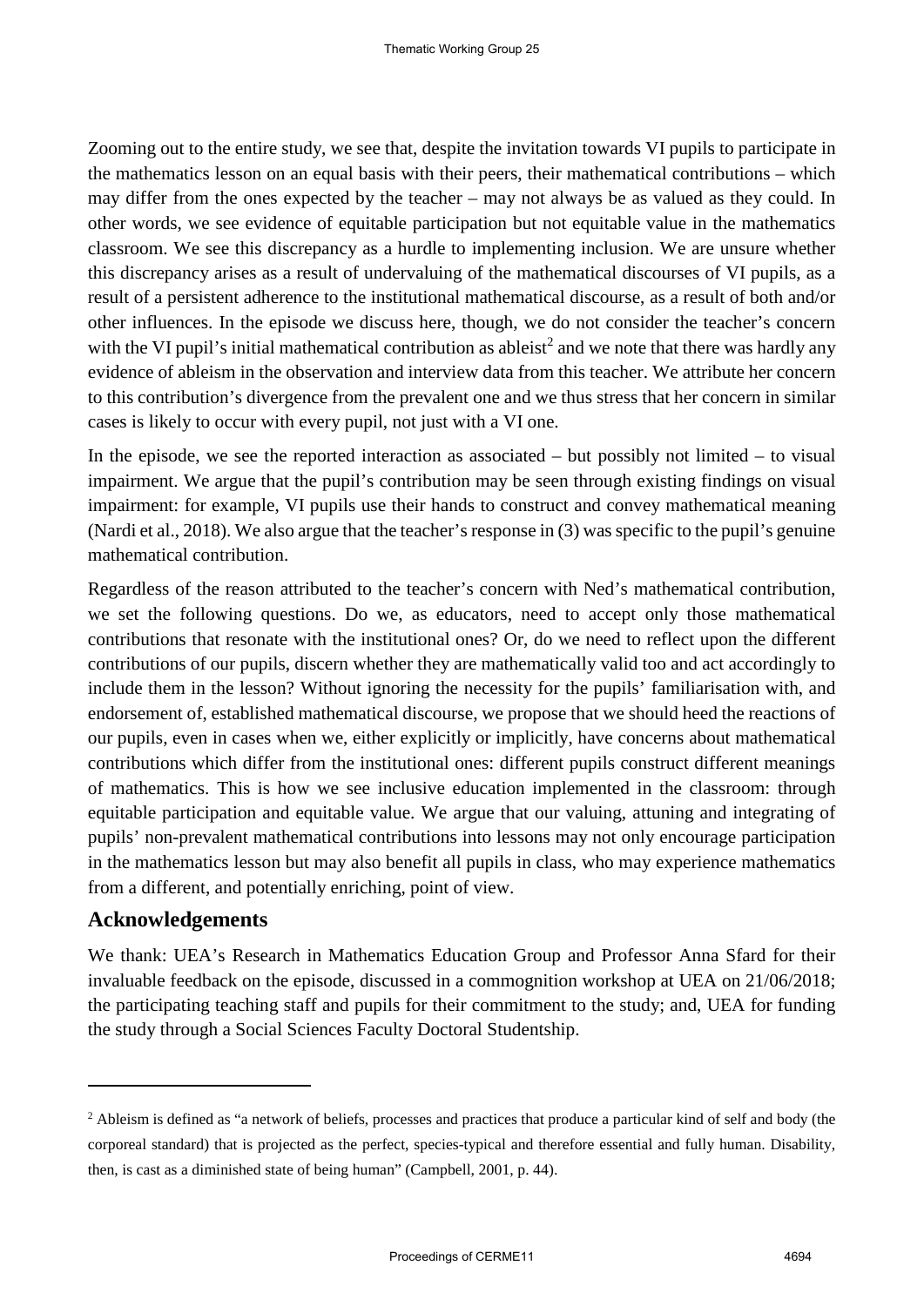Zooming out to the entire study, we see that, despite the invitation towards VI pupils to participate in the mathematics lesson on an equal basis with their peers, their mathematical contributions – which may differ from the ones expected by the teacher – may not always be as valued as they could. In other words, we see evidence of equitable participation but not equitable value in the mathematics classroom. We see this discrepancy as a hurdle to implementing inclusion. We are unsure whether this discrepancy arises as a result of undervaluing of the mathematical discourses of VI pupils, as a result of a persistent adherence to the institutional mathematical discourse, as a result of both and/or other influences. In the episode we discuss here, though, we do not consider the teacher's concern with the VI pupil's initial mathematical contribution as ableist[2] and we note that there was hardly any evidence of ableism in the observation and interview data from this teacher. We attribute her concern to this contribution's divergence from the prevalent one and we thus stress that her concern in similar cases is likely to occur with every pupil, not just with a VI one.

In the episode, we see the reported interaction as associated – but possibly not limited – to visual impairment. We argue that the pupil's contribution may be seen through existing findings on visual impairment: for example, VI pupils use their hands to construct and convey mathematical meaning (Nardi et al., 2018). We also argue that the teacher's response in (3) was specific to the pupil's genuine mathematical contribution.

Regardless of the reason attributed to the teacher's concern with Ned's mathematical contribution, we set the following questions. Do we, as educators, need to accept only those mathematical contributions that resonate with the institutional ones? Or, do we need to reflect upon the different contributions of our pupils, discern whether they are mathematically valid too and act accordingly to include them in the lesson? Without ignoring the necessity for the pupils' familiarisation with, and endorsement of, established mathematical discourse, we propose that we should heed the reactions of our pupils, even in cases when we, either explicitly or implicitly, have concerns about mathematical contributions which differ from the institutional ones: different pupils construct different meanings of mathematics. This is how we see inclusive education implemented in the classroom: through equitable participation and equitable value. We argue that our valuing, attuning and integrating of pupils' non-prevalent mathematical contributions into lessons may not only encourage participation in the mathematics lesson but may also benefit all pupils in class, who may experience mathematics from a different, and potentially enriching, point of view.

## Acknowledgements

We thank: UEA's Research in Mathematics Education Group and Professor Anna Sfard for their invaluable feedback on the episode, discussed in a commognition workshop at UEA on 21/06/2018; the participating teaching staff and pupils for their commitment to the study; and, UEA for funding the study through a Social Sciences Faculty Doctoral Studentship.

---

[2] Ableism is defined as "a network of beliefs, processes and practices that produce a particular kind of self and body (the corporeal standard) that is projected as the perfect, species-typical and therefore essential and fully human. Disability, then, is cast as a diminished state of being human" (Campbell, 2001, p. 44).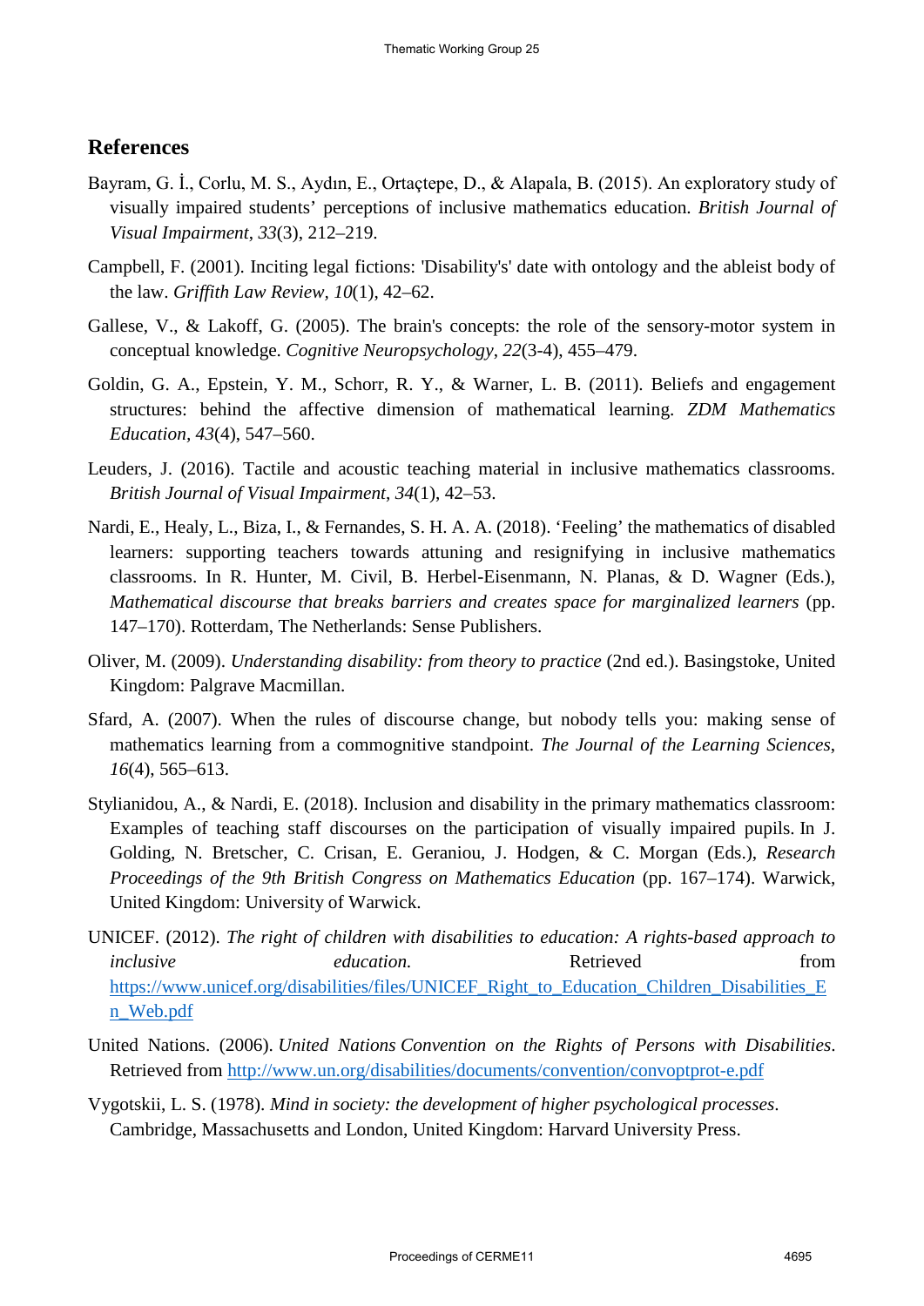## References

Bayram, G. İ., Corlu, M. S., Aydın, E., Ortaçtepe, D., & Alapala, B. (2015). An exploratory study of visually impaired students' perceptions of inclusive mathematics education. *British Journal of Visual Impairment*, *33*(3), 212–219.

Campbell, F. (2001). Inciting legal fictions: 'Disability's' date with ontology and the ableist body of the law. *Griffith Law Review, 10*(1), 42–62.

Gallese, V., & Lakoff, G. (2005). The brain's concepts: the role of the sensory-motor system in conceptual knowledge. *Cognitive Neuropsychology*, *22*(3-4), 455–479.

Goldin, G. A., Epstein, Y. M., Schorr, R. Y., & Warner, L. B. (2011). Beliefs and engagement structures: behind the affective dimension of mathematical learning. *ZDM Mathematics Education*, *43*(4), 547–560.

Leuders, J. (2016). Tactile and acoustic teaching material in inclusive mathematics classrooms. *British Journal of Visual Impairment*, *34*(1), 42–53.

Nardi, E., Healy, L., Biza, I., & Fernandes, S. H. A. A. (2018). 'Feeling' the mathematics of disabled learners: supporting teachers towards attuning and resignifying in inclusive mathematics classrooms. In R. Hunter, M. Civil, B. Herbel-Eisenmann, N. Planas, & D. Wagner (Eds.), *Mathematical discourse that breaks barriers and creates space for marginalized learners* (pp. 147–170). Rotterdam, The Netherlands: Sense Publishers.

Oliver, M. (2009). *Understanding disability: from theory to practice* (2nd ed.). Basingstoke, United Kingdom: Palgrave Macmillan.

Sfard, A. (2007). When the rules of discourse change, but nobody tells you: making sense of mathematics learning from a commognitive standpoint. *The Journal of the Learning Sciences*, *16*(4), 565–613.

Stylianidou, A., & Nardi, E. (2018). Inclusion and disability in the primary mathematics classroom: Examples of teaching staff discourses on the participation of visually impaired pupils. In J. Golding, N. Bretscher, C. Crisan, E. Geraniou, J. Hodgen, & C. Morgan (Eds.), *Research Proceedings of the 9th British Congress on Mathematics Education* (pp. 167–174). Warwick, United Kingdom: University of Warwick.

UNICEF. (2012). *The right of children with disabilities to education: A rights-based approach to inclusive education.* Retrieved from https://www.unicef.org/disabilities/files/UNICEF_Right_to_Education_Children_Disabilities_En_Web.pdf

United Nations. (2006). *United Nations Convention on the Rights of Persons with Disabilities*. Retrieved from http://www.un.org/disabilities/documents/convention/convoptprot-e.pdf

Vygotskii, L. S. (1978). *Mind in society: the development of higher psychological processes*. Cambridge, Massachusetts and London, United Kingdom: Harvard University Press.